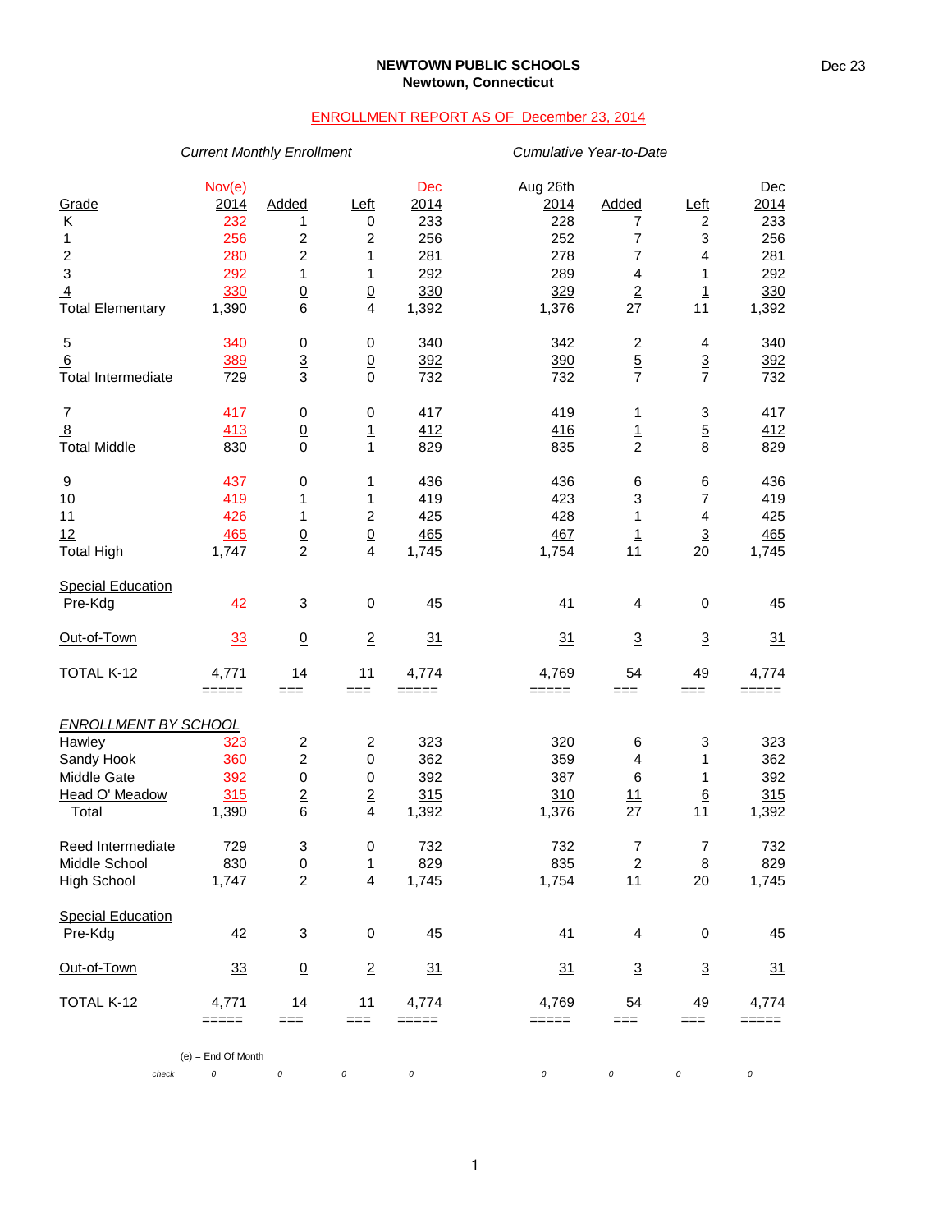**NEWTOWN PUBLIC SCHOOLS**
**Newtown, Connecticut**

Dec 23

ENROLLMENT REPORT AS OF December 23, 2014

| | *Current Monthly Enrollment* | | | | *Cumulative Year-to-Date* | | | |
|---|---|---|---|---|---|---|---|---|
| Grade | Nov(e) 2014 | Added | Left | Dec 2014 | Aug 26th 2014 | Added | Left | Dec 2014 |
| K | 232 | 1 | 0 | 233 | 228 | 7 | 2 | 233 |
| 1 | 256 | 2 | 2 | 256 | 252 | 7 | 3 | 256 |
| 2 | 280 | 2 | 1 | 281 | 278 | 7 | 4 | 281 |
| 3 | 292 | 1 | 1 | 292 | 289 | 4 | 1 | 292 |
| 4 | 330 | 0 | 0 | 330 | 329 | 2 | 1 | 330 |
| Total Elementary | 1,390 | 6 | 4 | 1,392 | 1,376 | 27 | 11 | 1,392 |
| 5 | 340 | 0 | 0 | 340 | 342 | 2 | 4 | 340 |
| 6 | 389 | 3 | 0 | 392 | 390 | 5 | 3 | 392 |
| Total Intermediate | 729 | 3 | 0 | 732 | 732 | 7 | 7 | 732 |
| 7 | 417 | 0 | 0 | 417 | 419 | 1 | 3 | 417 |
| 8 | 413 | 0 | 1 | 412 | 416 | 1 | 5 | 412 |
| Total Middle | 830 | 0 | 1 | 829 | 835 | 2 | 8 | 829 |
| 9 | 437 | 0 | 1 | 436 | 436 | 6 | 6 | 436 |
| 10 | 419 | 1 | 1 | 419 | 423 | 3 | 7 | 419 |
| 11 | 426 | 1 | 2 | 425 | 428 | 1 | 4 | 425 |
| 12 | 465 | 0 | 0 | 465 | 467 | 1 | 3 | 465 |
| Total High | 1,747 | 2 | 4 | 1,745 | 1,754 | 11 | 20 | 1,745 |
| Special Education | | | | | | | | |
| Pre-Kdg | 42 | 3 | 0 | 45 | 41 | 4 | 0 | 45 |
| Out-of-Town | 33 | 0 | 2 | 31 | 31 | 3 | 3 | 31 |
| TOTAL K-12 | 4,771 | 14 | 11 | 4,774 | 4,769 | 54 | 49 | 4,774 |

| *ENROLLMENT BY SCHOOL* | Nov(e) 2014 | Added | Left | Dec 2014 | Aug 26th 2014 | Added | Left | Dec 2014 |
|---|---|---|---|---|---|---|---|---|
| Hawley | 323 | 2 | 2 | 323 | 320 | 6 | 3 | 323 |
| Sandy Hook | 360 | 2 | 0 | 362 | 359 | 4 | 1 | 362 |
| Middle Gate | 392 | 0 | 0 | 392 | 387 | 6 | 1 | 392 |
| Head O' Meadow | 315 | 2 | 2 | 315 | 310 | 11 | 6 | 315 |
| Total | 1,390 | 6 | 4 | 1,392 | 1,376 | 27 | 11 | 1,392 |
| Reed Intermediate | 729 | 3 | 0 | 732 | 732 | 7 | 7 | 732 |
| Middle School | 830 | 0 | 1 | 829 | 835 | 2 | 8 | 829 |
| High School | 1,747 | 2 | 4 | 1,745 | 1,754 | 11 | 20 | 1,745 |
| Special Education | | | | | | | | |
| Pre-Kdg | 42 | 3 | 0 | 45 | 41 | 4 | 0 | 45 |
| Out-of-Town | 33 | 0 | 2 | 31 | 31 | 3 | 3 | 31 |
| TOTAL K-12 | 4,771 | 14 | 11 | 4,774 | 4,769 | 54 | 49 | 4,774 |
| *check* | 0 | 0 | 0 | 0 | 0 | 0 | 0 | 0 |

(e) = End Of Month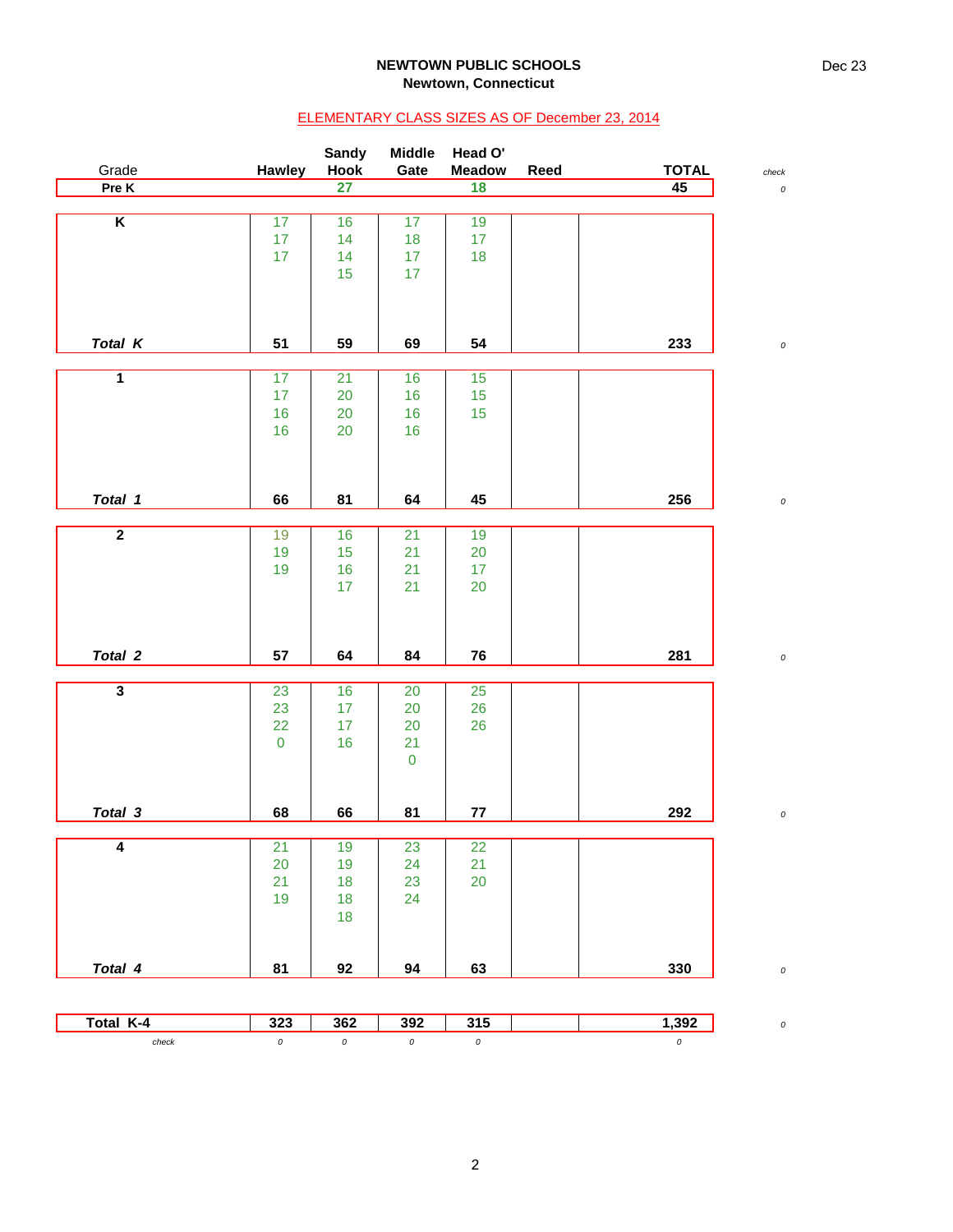Dec 23

**NEWTOWN PUBLIC SCHOOLS**
**Newtown, Connecticut**

ELEMENTARY CLASS SIZES AS OF December 23, 2014

| Grade | Hawley | Sandy Hook | Middle Gate | Head O' Meadow | Reed | TOTAL | check |
|---|---|---|---|---|---|---|---|
| **Pre K** | | 27 | | 18 | | 45 | 0 |
| **K** | 17 | 16 | 17 | 19 | | | |
| | 17 | 14 | 18 | 17 | | | |
| | 17 | 14 | 17 | 18 | | | |
| | | 15 | 17 | | | | |
| ***Total K*** | **51** | **59** | **69** | **54** | | **233** | 0 |
| **1** | 17 | 21 | 16 | 15 | | | |
| | 17 | 20 | 16 | 15 | | | |
| | 16 | 20 | 16 | 15 | | | |
| | 16 | 20 | 16 | | | | |
| ***Total 1*** | **66** | **81** | **64** | **45** | | **256** | 0 |
| **2** | 19 | 16 | 21 | 19 | | | |
| | 19 | 15 | 21 | 20 | | | |
| | 19 | 16 | 21 | 17 | | | |
| | | 17 | 21 | 20 | | | |
| ***Total 2*** | **57** | **64** | **84** | **76** | | **281** | 0 |
| **3** | 23 | 16 | 20 | 25 | | | |
| | 23 | 17 | 20 | 26 | | | |
| | 22 | 17 | 20 | 26 | | | |
| | 0 | 16 | 21 | | | | |
| | | | 0 | | | | |
| ***Total 3*** | **68** | **66** | **81** | **77** | | **292** | 0 |
| **4** | 21 | 19 | 23 | 22 | | | |
| | 20 | 19 | 24 | 21 | | | |
| | 21 | 18 | 23 | 20 | | | |
| | 19 | 18 | 24 | | | | |
| | | 18 | | | | | |
| ***Total 4*** | **81** | **92** | **94** | **63** | | **330** | 0 |
| **Total K-4** | **323** | **362** | **392** | **315** | | **1,392** | 0 |
| *check* | *0* | *0* | *0* | *0* | | *0* | |